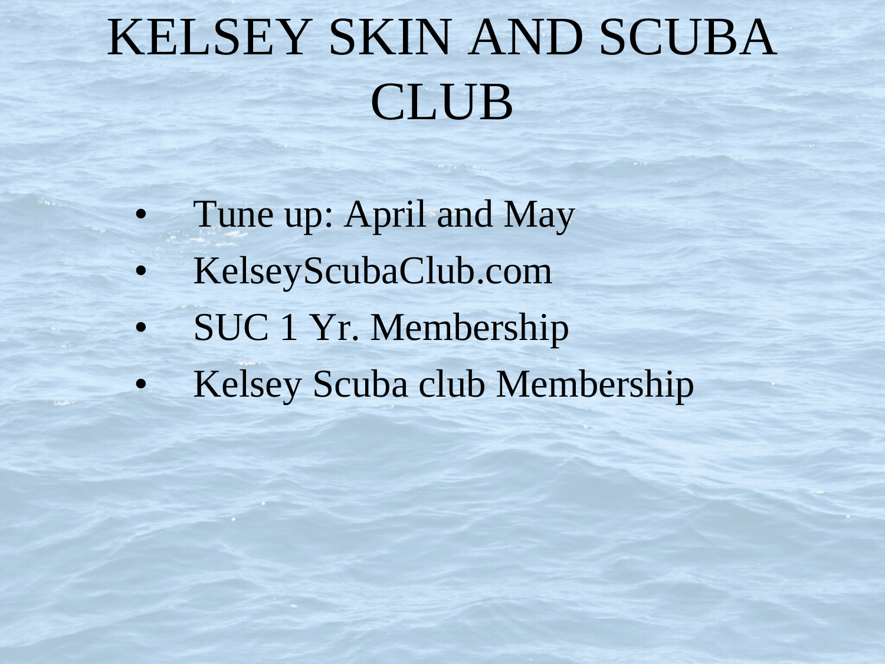# KELSEY SKIN AND SCUBA CLUB

- Tune up: April and May
- KelseyScubaClub.com
- SUC 1 Yr. Membership
- Kelsey Scuba club Membership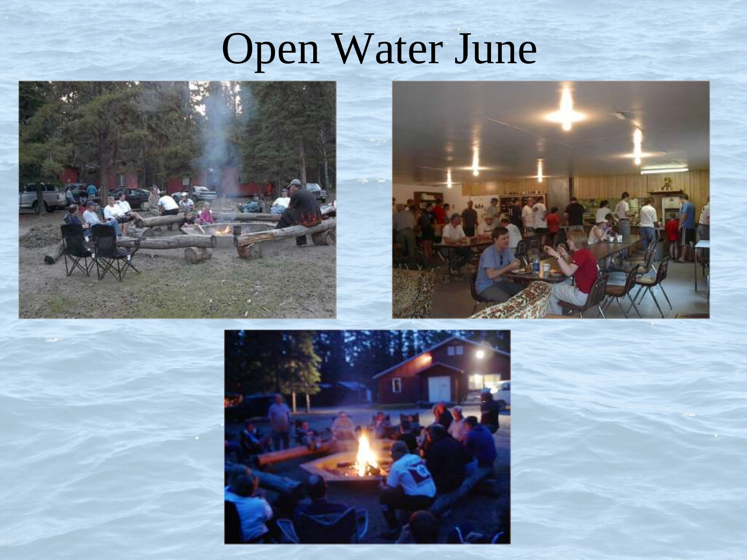# Open Water June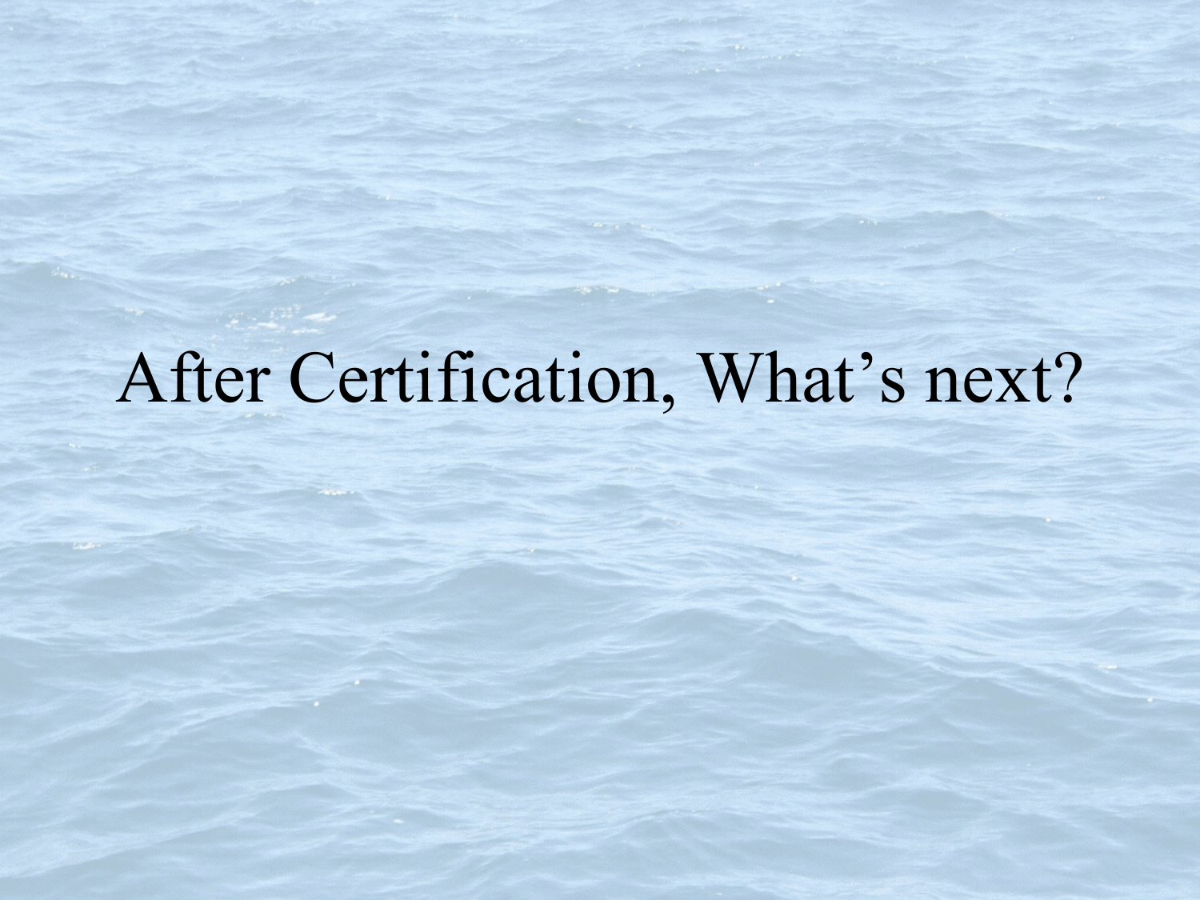# After Certification, What’s next?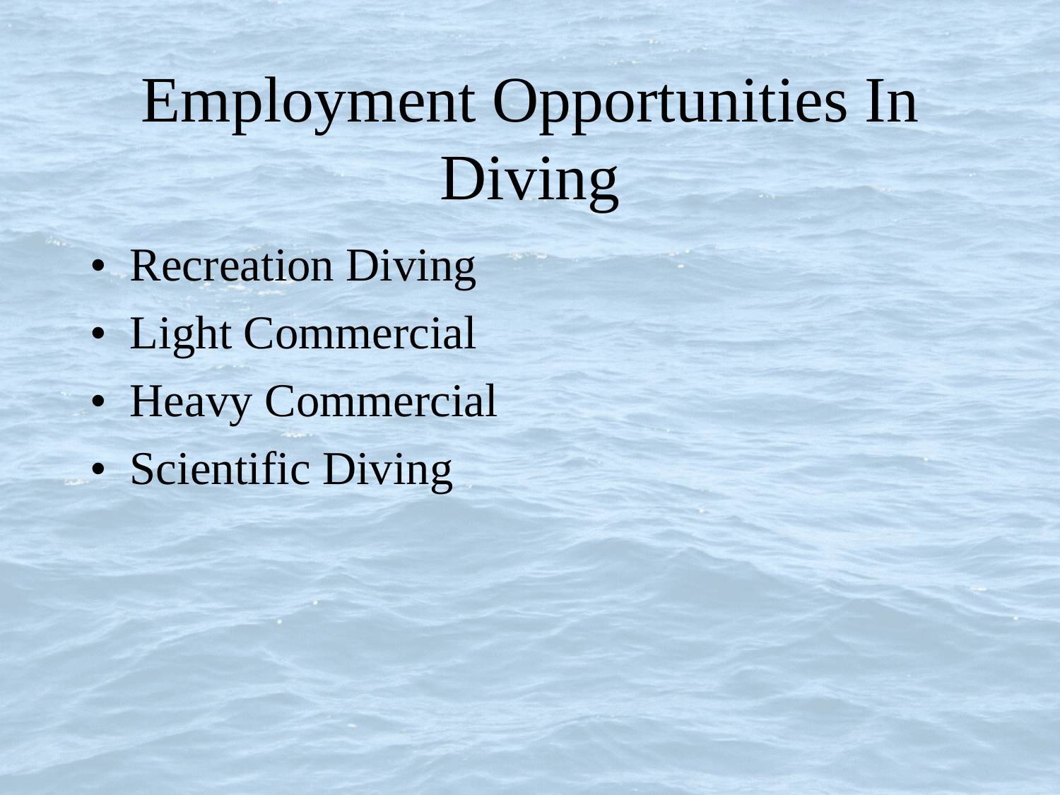# Employment Opportunities In Diving

- Recreation Diving
- Light Commercial
- Heavy Commercial
- Scientific Diving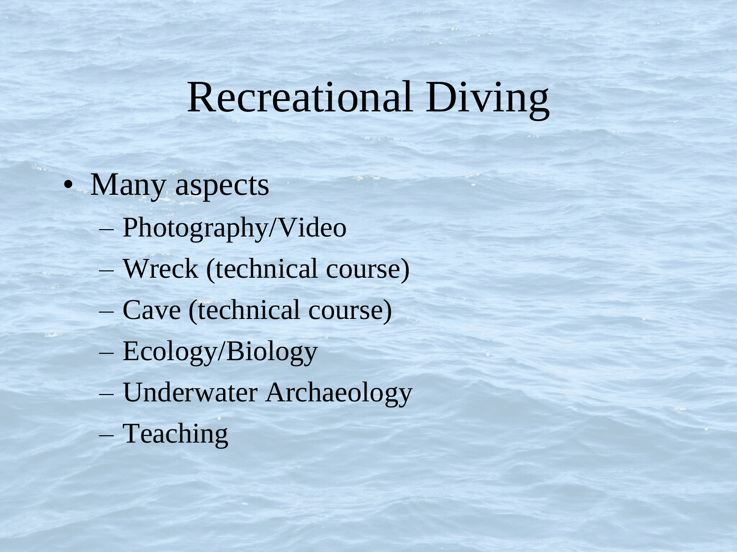# Recreational Diving

- Many aspects
  - Photography/Video
  - Wreck (technical course)
  - Cave (technical course)
  - Ecology/Biology
  - Underwater Archaeology
  - Teaching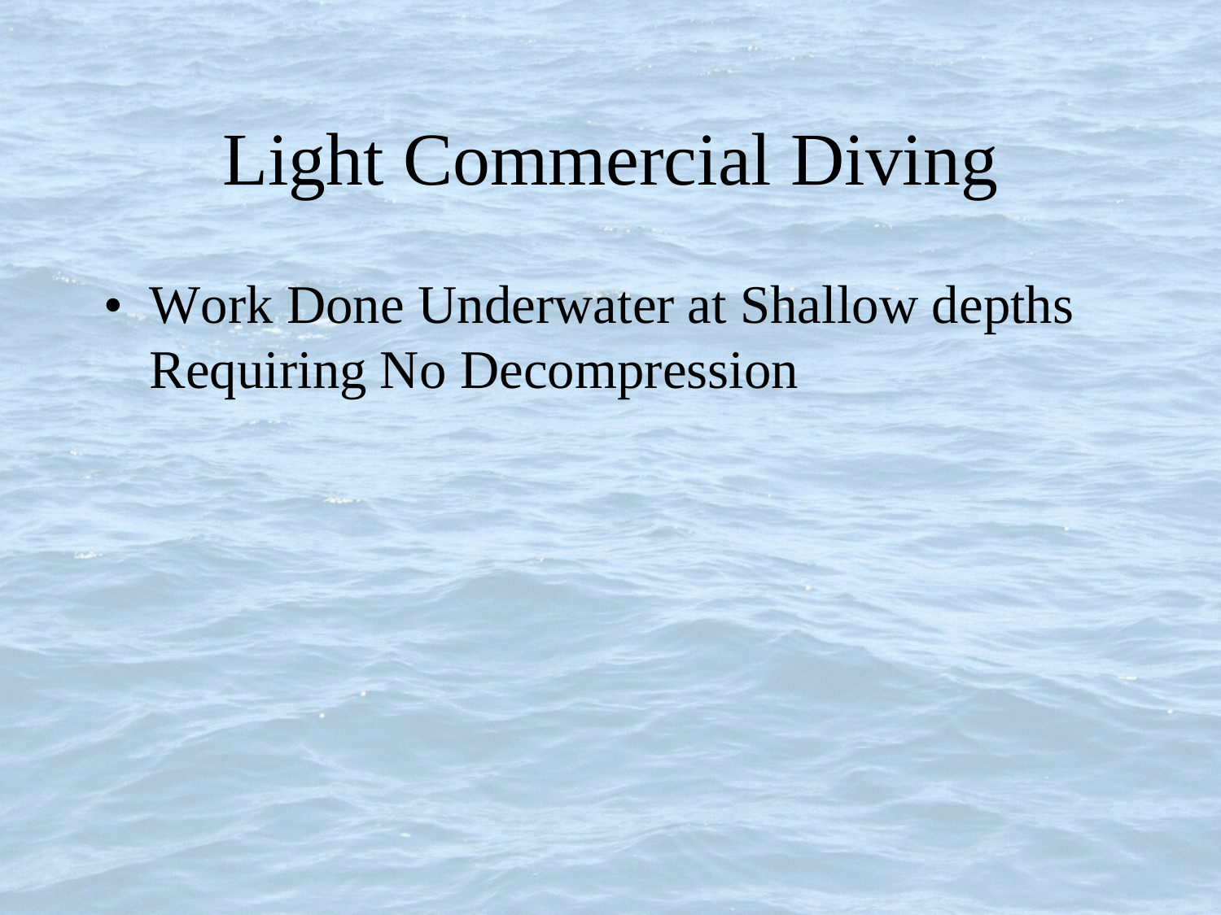# Light Commercial Diving

- Work Done Underwater at Shallow depths Requiring No Decompression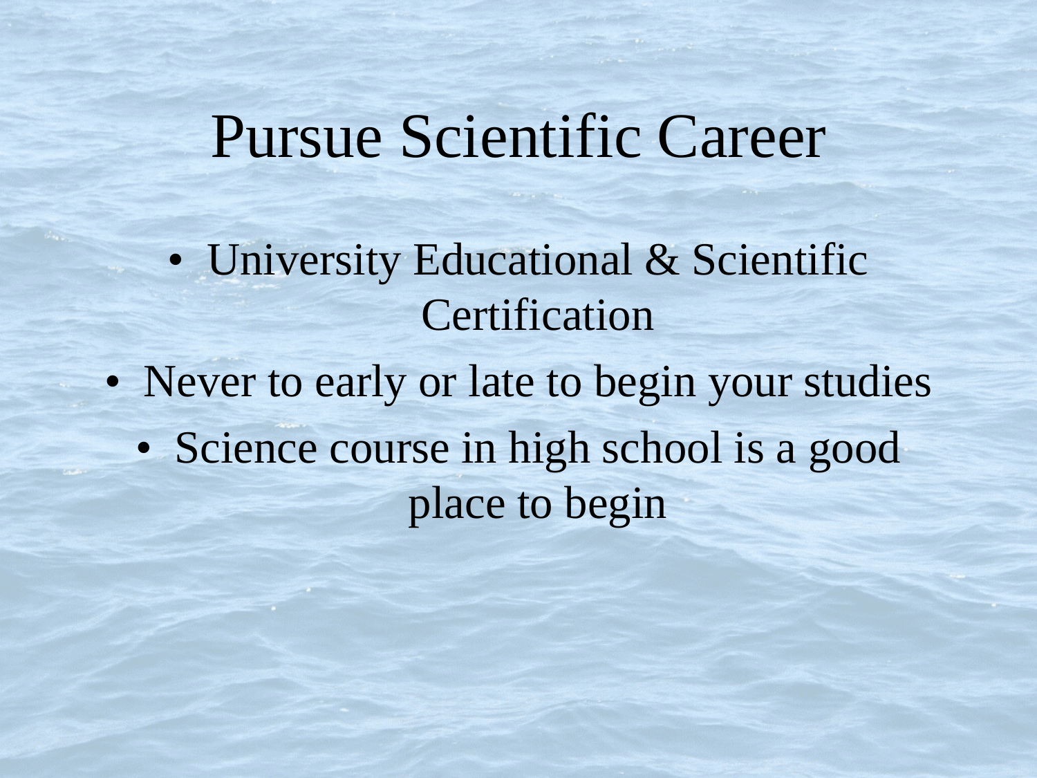# Pursue Scientific Career

- University Educational & Scientific Certification
- Never to early or late to begin your studies
  - Science course in high school is a good place to begin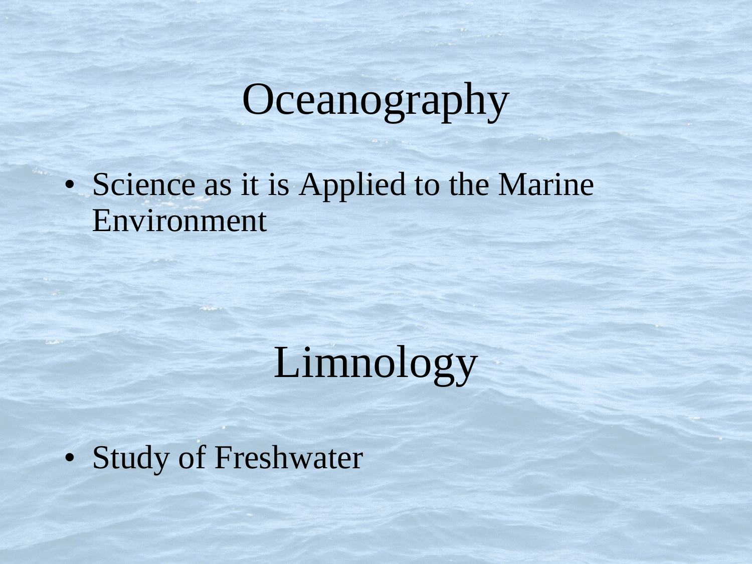# Oceanography

- Science as it is Applied to the Marine Environment

# Limnology

- Study of Freshwater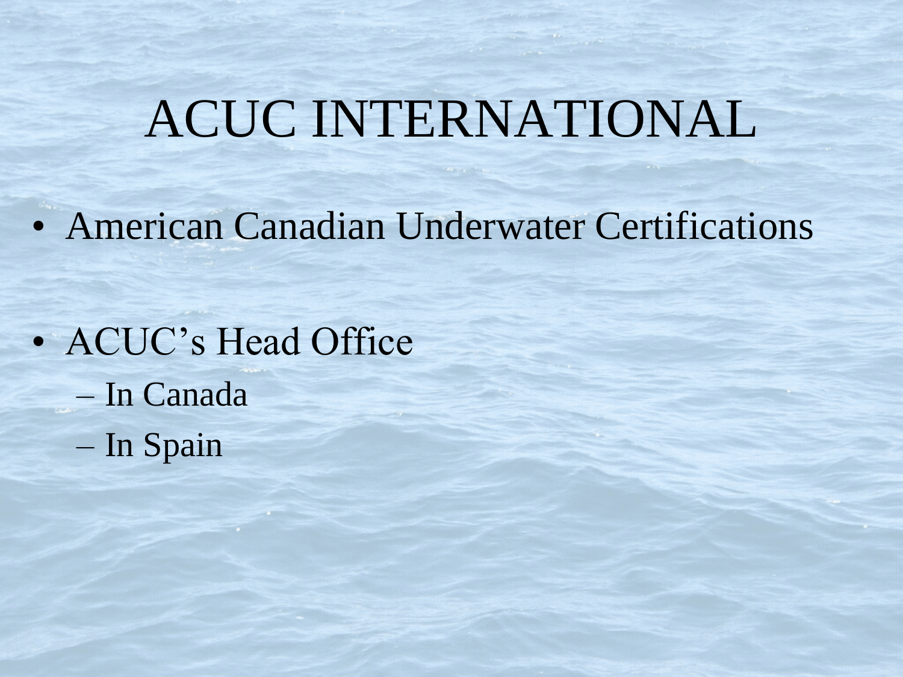# ACUC INTERNATIONAL

- American Canadian Underwater Certifications

- ACUC's Head Office
  - In Canada
  - In Spain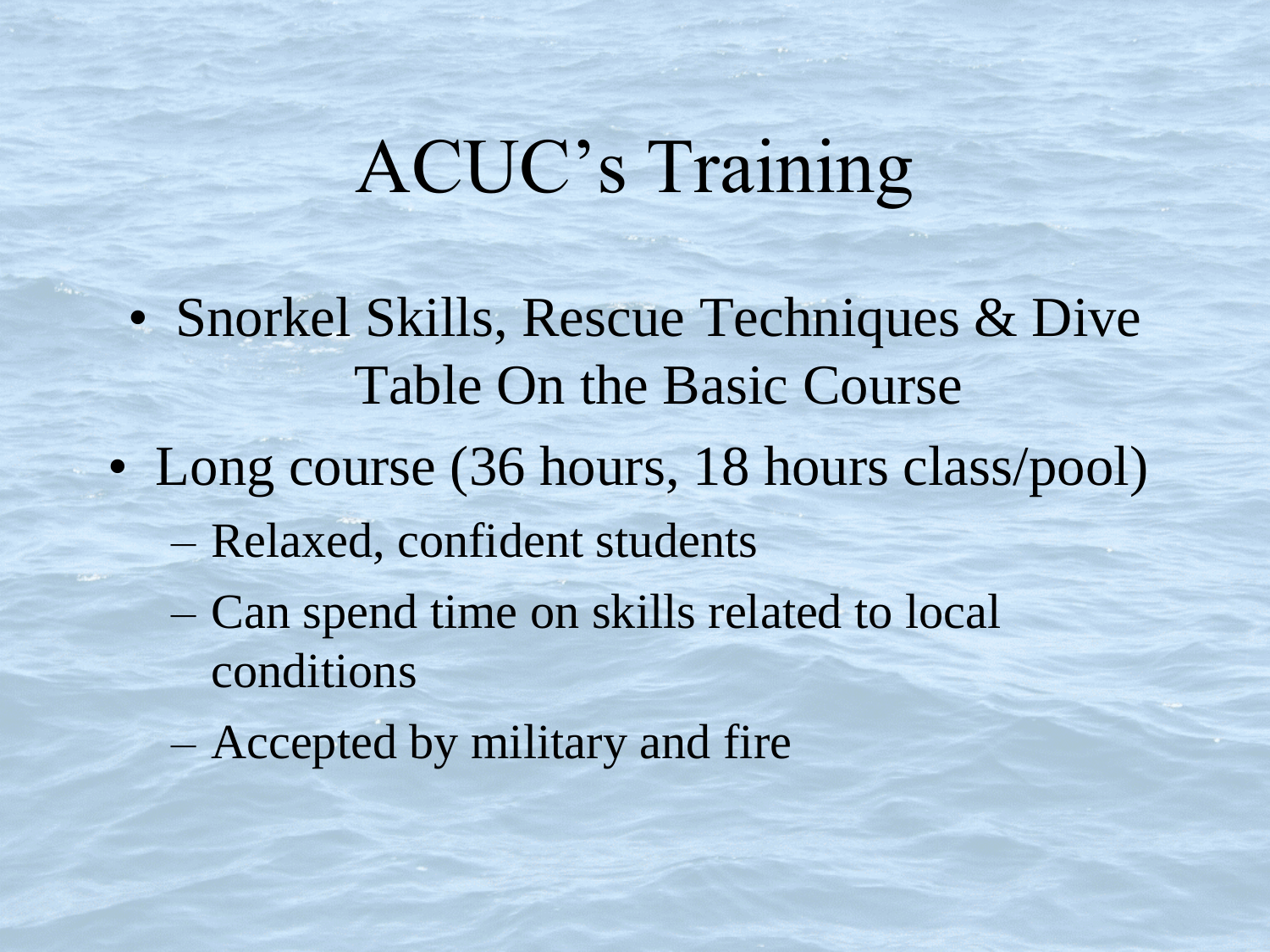# ACUC's Training

- Snorkel Skills, Rescue Techniques & Dive Table On the Basic Course
- Long course (36 hours, 18 hours class/pool)
  - Relaxed, confident students
  - Can spend time on skills related to local conditions
  - Accepted by military and fire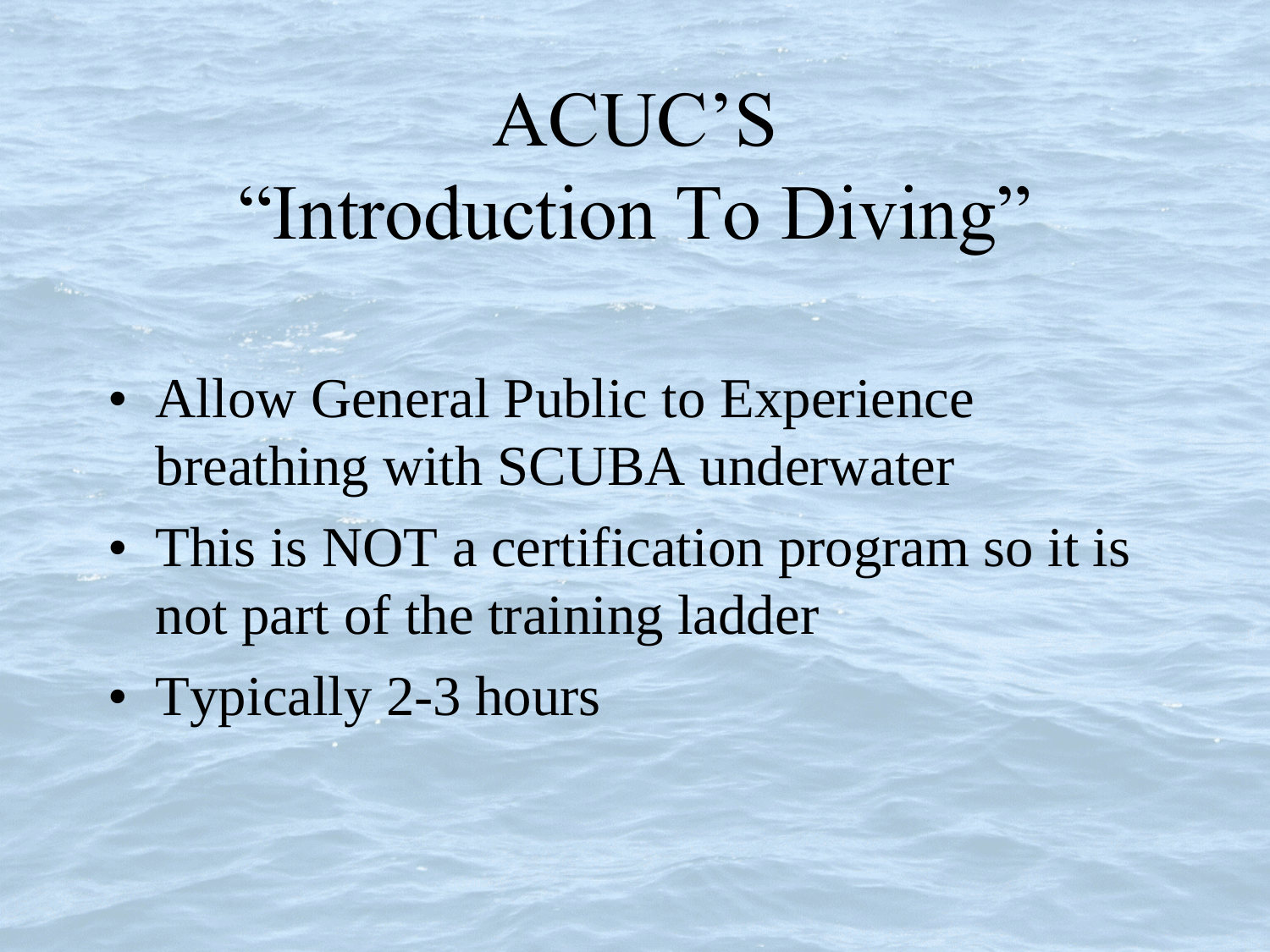# ACUC'S "Introduction To Diving"

- Allow General Public to Experience breathing with SCUBA underwater
- This is NOT a certification program so it is not part of the training ladder
- Typically 2-3 hours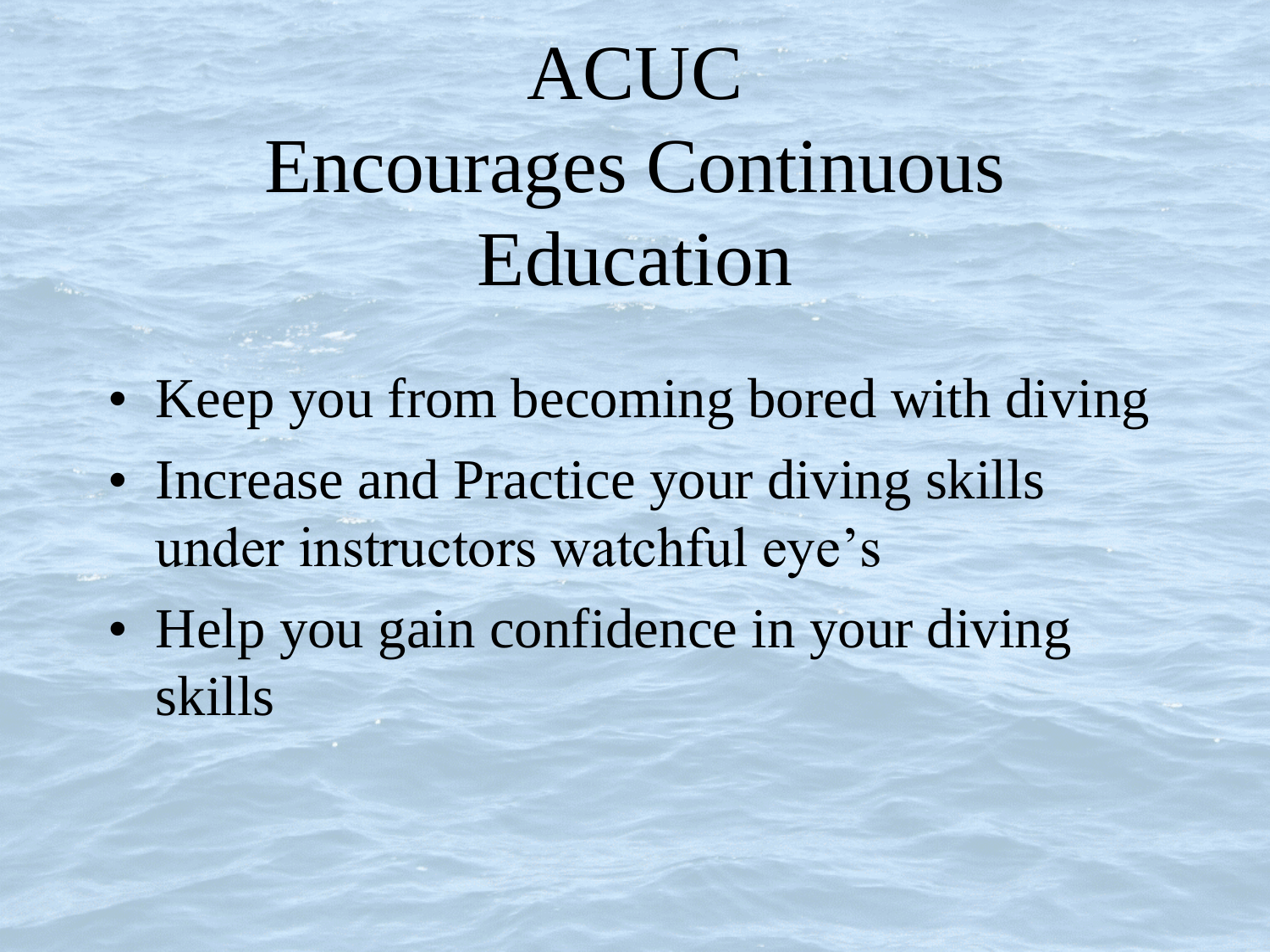# ACUC Encourages Continuous Education

- Keep you from becoming bored with diving
- Increase and Practice your diving skills under instructors watchful eye's
- Help you gain confidence in your diving skills